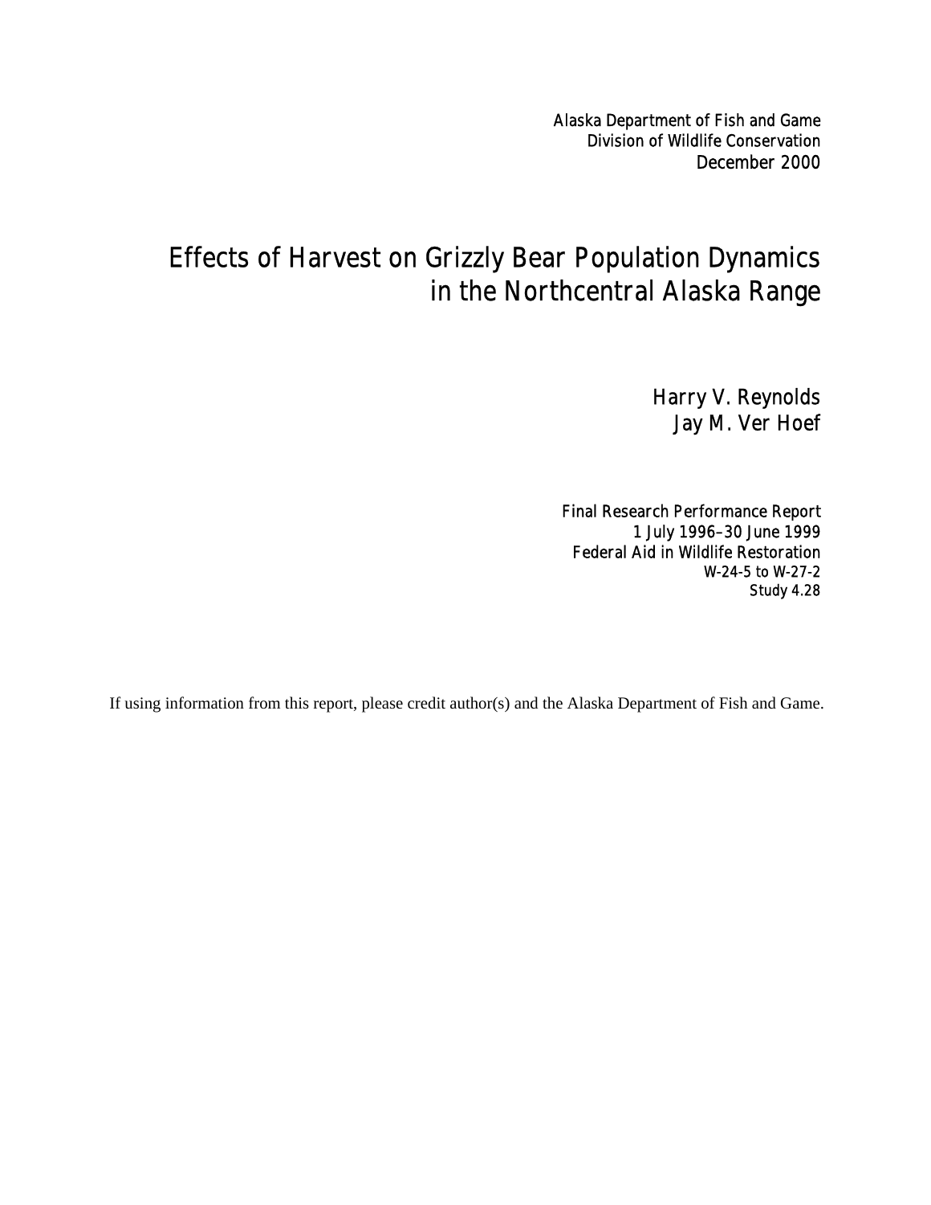Alaska Department of Fish and Game
Division of Wildlife Conservation
December 2000

# Effects of Harvest on Grizzly Bear Population Dynamics in the Northcentral Alaska Range

Harry V. Reynolds
Jay M. Ver Hoef

Final Research Performance Report
1 July 1996–30 June 1999
Federal Aid in Wildlife Restoration
W-24-5 to W-27-2
Study 4.28

If using information from this report, please credit author(s) and the Alaska Department of Fish and Game.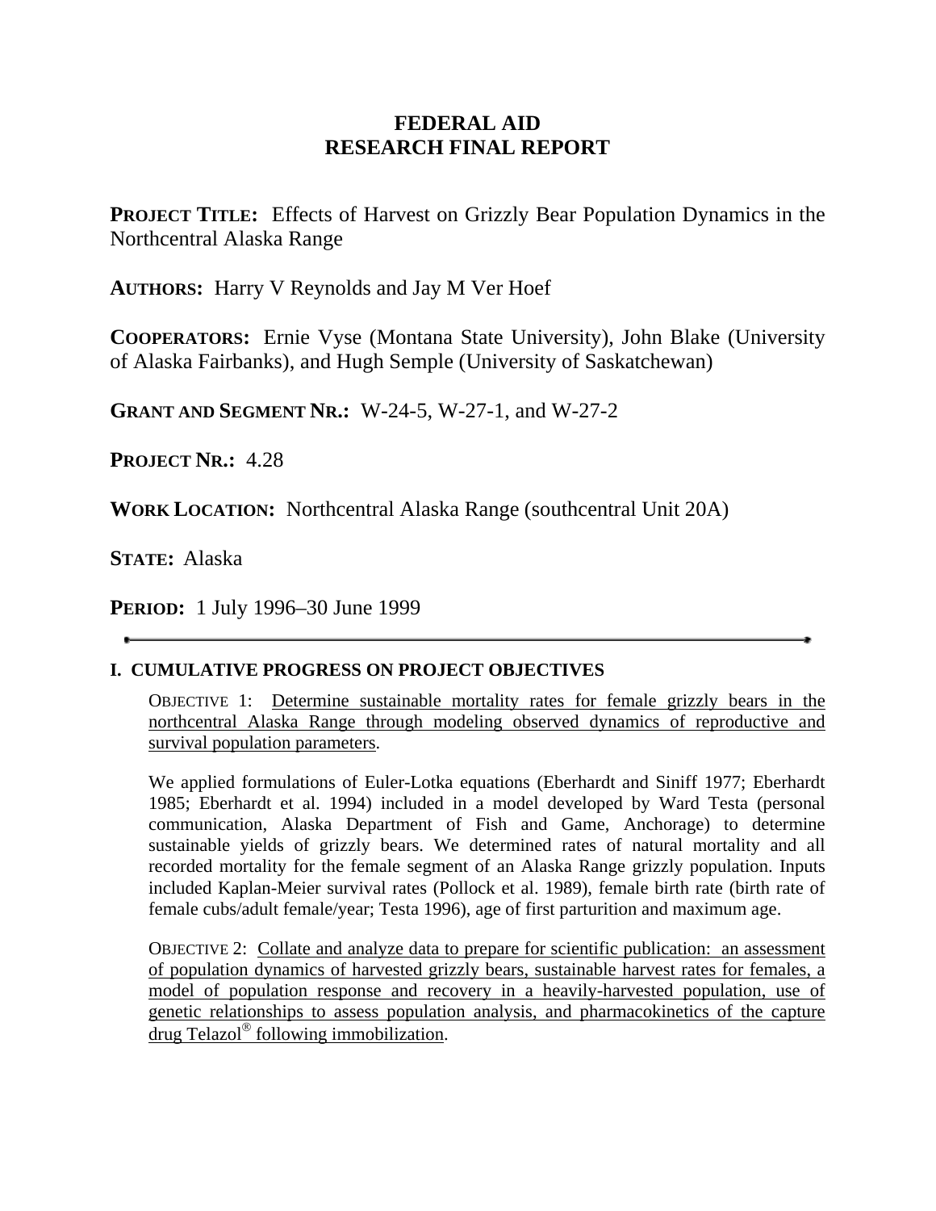# FEDERAL AID
# RESEARCH FINAL REPORT

**PROJECT TITLE:** Effects of Harvest on Grizzly Bear Population Dynamics in the Northcentral Alaska Range

**AUTHORS:** Harry V Reynolds and Jay M Ver Hoef

**COOPERATORS:** Ernie Vyse (Montana State University), John Blake (University of Alaska Fairbanks), and Hugh Semple (University of Saskatchewan)

**GRANT AND SEGMENT NR.:** W-24-5, W-27-1, and W-27-2

**PROJECT NR.:** 4.28

**WORK LOCATION:** Northcentral Alaska Range (southcentral Unit 20A)

**STATE:** Alaska

**PERIOD:** 1 July 1996–30 June 1999

---

## I. CUMULATIVE PROGRESS ON PROJECT OBJECTIVES

OBJECTIVE 1: Determine sustainable mortality rates for female grizzly bears in the northcentral Alaska Range through modeling observed dynamics of reproductive and survival population parameters.

We applied formulations of Euler-Lotka equations (Eberhardt and Siniff 1977; Eberhardt 1985; Eberhardt et al. 1994) included in a model developed by Ward Testa (personal communication, Alaska Department of Fish and Game, Anchorage) to determine sustainable yields of grizzly bears. We determined rates of natural mortality and all recorded mortality for the female segment of an Alaska Range grizzly population. Inputs included Kaplan-Meier survival rates (Pollock et al. 1989), female birth rate (birth rate of female cubs/adult female/year; Testa 1996), age of first parturition and maximum age.

OBJECTIVE 2: Collate and analyze data to prepare for scientific publication: an assessment of population dynamics of harvested grizzly bears, sustainable harvest rates for females, a model of population response and recovery in a heavily-harvested population, use of genetic relationships to assess population analysis, and pharmacokinetics of the capture drug Telazol® following immobilization.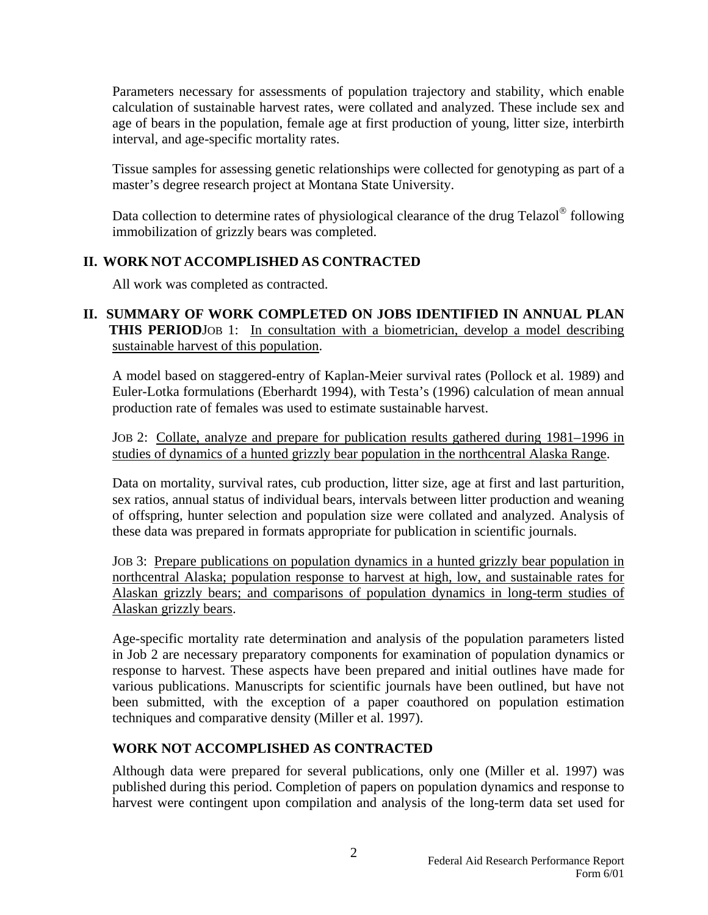Parameters necessary for assessments of population trajectory and stability, which enable calculation of sustainable harvest rates, were collated and analyzed. These include sex and age of bears in the population, female age at first production of young, litter size, interbirth interval, and age-specific mortality rates.

Tissue samples for assessing genetic relationships were collected for genotyping as part of a master's degree research project at Montana State University.

Data collection to determine rates of physiological clearance of the drug Telazol® following immobilization of grizzly bears was completed.

## II. WORK NOT ACCOMPLISHED AS CONTRACTED

All work was completed as contracted.

## II. SUMMARY OF WORK COMPLETED ON JOBS IDENTIFIED IN ANNUAL PLAN THIS PERIOD

JOB 1: In consultation with a biometrician, develop a model describing sustainable harvest of this population.

A model based on staggered-entry of Kaplan-Meier survival rates (Pollock et al. 1989) and Euler-Lotka formulations (Eberhardt 1994), with Testa's (1996) calculation of mean annual production rate of females was used to estimate sustainable harvest.

JOB 2: Collate, analyze and prepare for publication results gathered during 1981–1996 in studies of dynamics of a hunted grizzly bear population in the northcentral Alaska Range.

Data on mortality, survival rates, cub production, litter size, age at first and last parturition, sex ratios, annual status of individual bears, intervals between litter production and weaning of offspring, hunter selection and population size were collated and analyzed. Analysis of these data was prepared in formats appropriate for publication in scientific journals.

JOB 3: Prepare publications on population dynamics in a hunted grizzly bear population in northcentral Alaska; population response to harvest at high, low, and sustainable rates for Alaskan grizzly bears; and comparisons of population dynamics in long-term studies of Alaskan grizzly bears.

Age-specific mortality rate determination and analysis of the population parameters listed in Job 2 are necessary preparatory components for examination of population dynamics or response to harvest. These aspects have been prepared and initial outlines have made for various publications. Manuscripts for scientific journals have been outlined, but have not been submitted, with the exception of a paper coauthored on population estimation techniques and comparative density (Miller et al. 1997).

## WORK NOT ACCOMPLISHED AS CONTRACTED

Although data were prepared for several publications, only one (Miller et al. 1997) was published during this period. Completion of papers on population dynamics and response to harvest were contingent upon compilation and analysis of the long-term data set used for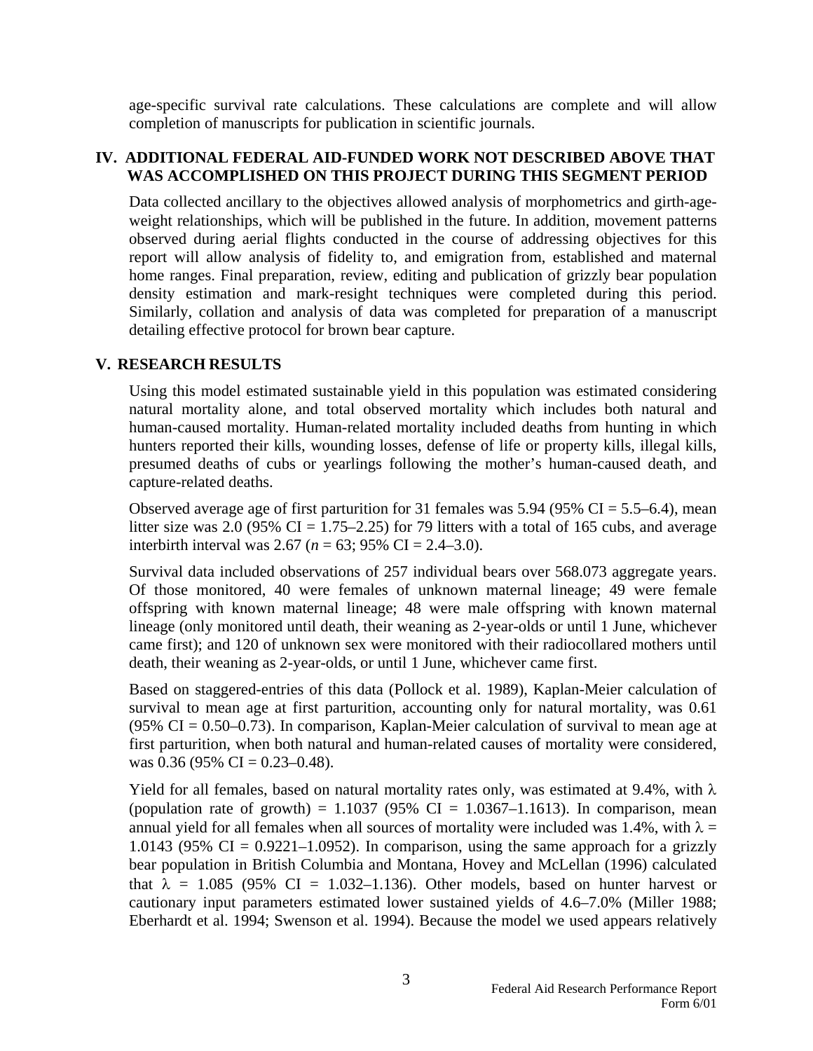age-specific survival rate calculations. These calculations are complete and will allow completion of manuscripts for publication in scientific journals.

## IV. ADDITIONAL FEDERAL AID-FUNDED WORK NOT DESCRIBED ABOVE THAT WAS ACCOMPLISHED ON THIS PROJECT DURING THIS SEGMENT PERIOD

Data collected ancillary to the objectives allowed analysis of morphometrics and girth-age-weight relationships, which will be published in the future. In addition, movement patterns observed during aerial flights conducted in the course of addressing objectives for this report will allow analysis of fidelity to, and emigration from, established and maternal home ranges. Final preparation, review, editing and publication of grizzly bear population density estimation and mark-resight techniques were completed during this period. Similarly, collation and analysis of data was completed for preparation of a manuscript detailing effective protocol for brown bear capture.

## V. RESEARCH RESULTS

Using this model estimated sustainable yield in this population was estimated considering natural mortality alone, and total observed mortality which includes both natural and human-caused mortality. Human-related mortality included deaths from hunting in which hunters reported their kills, wounding losses, defense of life or property kills, illegal kills, presumed deaths of cubs or yearlings following the mother's human-caused death, and capture-related deaths.

Observed average age of first parturition for 31 females was 5.94 (95% CI = 5.5–6.4), mean litter size was 2.0 (95% CI = 1.75–2.25) for 79 litters with a total of 165 cubs, and average interbirth interval was 2.67 ($n$ = 63; 95% CI = 2.4–3.0).

Survival data included observations of 257 individual bears over 568.073 aggregate years. Of those monitored, 40 were females of unknown maternal lineage; 49 were female offspring with known maternal lineage; 48 were male offspring with known maternal lineage (only monitored until death, their weaning as 2-year-olds or until 1 June, whichever came first); and 120 of unknown sex were monitored with their radiocollared mothers until death, their weaning as 2-year-olds, or until 1 June, whichever came first.

Based on staggered-entries of this data (Pollock et al. 1989), Kaplan-Meier calculation of survival to mean age at first parturition, accounting only for natural mortality, was 0.61 (95% CI = 0.50–0.73). In comparison, Kaplan-Meier calculation of survival to mean age at first parturition, when both natural and human-related causes of mortality were considered, was 0.36 (95% CI = 0.23–0.48).

Yield for all females, based on natural mortality rates only, was estimated at 9.4%, with $\lambda$ (population rate of growth) = 1.1037 (95% CI = 1.0367–1.1613). In comparison, mean annual yield for all females when all sources of mortality were included was 1.4%, with $\lambda$ = 1.0143 (95% CI = 0.9221–1.0952). In comparison, using the same approach for a grizzly bear population in British Columbia and Montana, Hovey and McLellan (1996) calculated that $\lambda$ = 1.085 (95% CI = 1.032–1.136). Other models, based on hunter harvest or cautionary input parameters estimated lower sustained yields of 4.6–7.0% (Miller 1988; Eberhardt et al. 1994; Swenson et al. 1994). Because the model we used appears relatively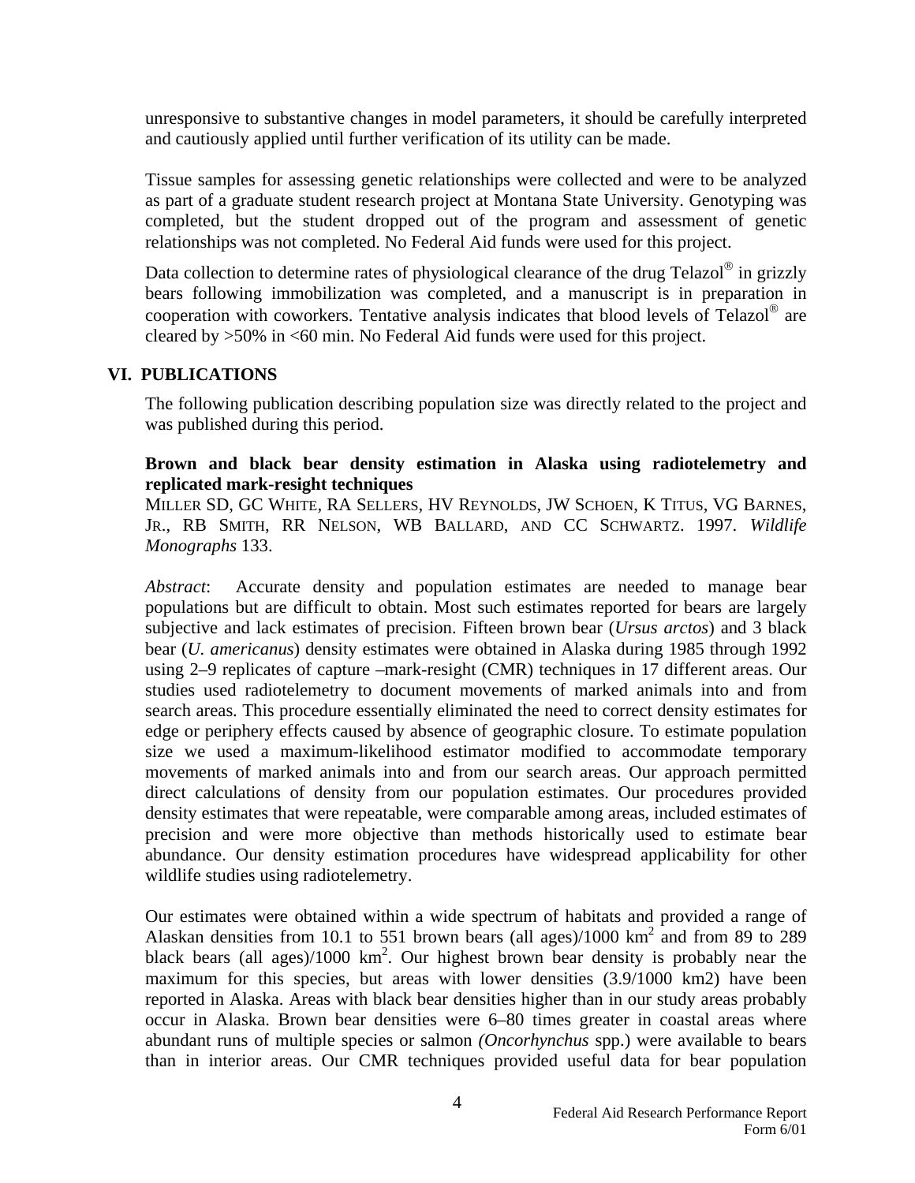unresponsive to substantive changes in model parameters, it should be carefully interpreted and cautiously applied until further verification of its utility can be made.

Tissue samples for assessing genetic relationships were collected and were to be analyzed as part of a graduate student research project at Montana State University. Genotyping was completed, but the student dropped out of the program and assessment of genetic relationships was not completed. No Federal Aid funds were used for this project.

Data collection to determine rates of physiological clearance of the drug Telazol® in grizzly bears following immobilization was completed, and a manuscript is in preparation in cooperation with coworkers. Tentative analysis indicates that blood levels of Telazol® are cleared by >50% in <60 min. No Federal Aid funds were used for this project.

## VI. PUBLICATIONS

The following publication describing population size was directly related to the project and was published during this period.

**Brown and black bear density estimation in Alaska using radiotelemetry and replicated mark-resight techniques**
MILLER SD, GC WHITE, RA SELLERS, HV REYNOLDS, JW SCHOEN, K TITUS, VG BARNES, JR., RB SMITH, RR NELSON, WB BALLARD, AND CC SCHWARTZ. 1997. *Wildlife Monographs* 133.

*Abstract*: Accurate density and population estimates are needed to manage bear populations but are difficult to obtain. Most such estimates reported for bears are largely subjective and lack estimates of precision. Fifteen brown bear (*Ursus arctos*) and 3 black bear (*U. americanus*) density estimates were obtained in Alaska during 1985 through 1992 using 2–9 replicates of capture –mark-resight (CMR) techniques in 17 different areas. Our studies used radiotelemetry to document movements of marked animals into and from search areas. This procedure essentially eliminated the need to correct density estimates for edge or periphery effects caused by absence of geographic closure. To estimate population size we used a maximum-likelihood estimator modified to accommodate temporary movements of marked animals into and from our search areas. Our approach permitted direct calculations of density from our population estimates. Our procedures provided density estimates that were repeatable, were comparable among areas, included estimates of precision and were more objective than methods historically used to estimate bear abundance. Our density estimation procedures have widespread applicability for other wildlife studies using radiotelemetry.

Our estimates were obtained within a wide spectrum of habitats and provided a range of Alaskan densities from 10.1 to 551 brown bears (all ages)/1000 $km^2$ and from 89 to 289 black bears (all ages)/1000 $km^2$. Our highest brown bear density is probably near the maximum for this species, but areas with lower densities (3.9/1000 km2) have been reported in Alaska. Areas with black bear densities higher than in our study areas probably occur in Alaska. Brown bear densities were 6–80 times greater in coastal areas where abundant runs of multiple species or salmon *(Oncorhynchus* spp.) were available to bears than in interior areas. Our CMR techniques provided useful data for bear population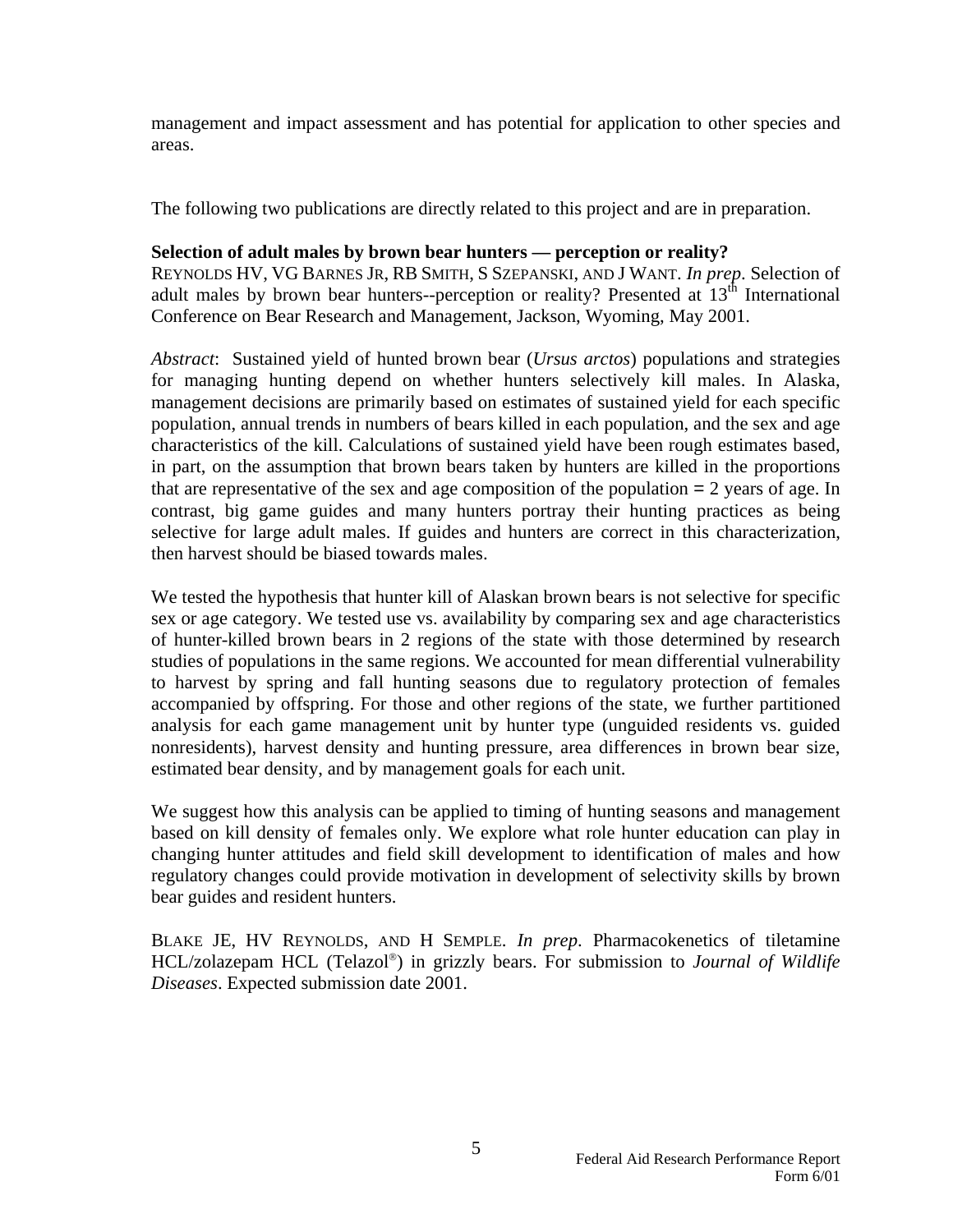management and impact assessment and has potential for application to other species and areas.

The following two publications are directly related to this project and are in preparation.

**Selection of adult males by brown bear hunters — perception or reality?**
REYNOLDS HV, VG BARNES JR, RB SMITH, S SZEPANSKI, AND J WANT. *In prep*. Selection of adult males by brown bear hunters--perception or reality? Presented at 13th International Conference on Bear Research and Management, Jackson, Wyoming, May 2001.

*Abstract*: Sustained yield of hunted brown bear (*Ursus arctos*) populations and strategies for managing hunting depend on whether hunters selectively kill males. In Alaska, management decisions are primarily based on estimates of sustained yield for each specific population, annual trends in numbers of bears killed in each population, and the sex and age characteristics of the kill. Calculations of sustained yield have been rough estimates based, in part, on the assumption that brown bears taken by hunters are killed in the proportions that are representative of the sex and age composition of the population = 2 years of age. In contrast, big game guides and many hunters portray their hunting practices as being selective for large adult males. If guides and hunters are correct in this characterization, then harvest should be biased towards males.

We tested the hypothesis that hunter kill of Alaskan brown bears is not selective for specific sex or age category. We tested use vs. availability by comparing sex and age characteristics of hunter-killed brown bears in 2 regions of the state with those determined by research studies of populations in the same regions. We accounted for mean differential vulnerability to harvest by spring and fall hunting seasons due to regulatory protection of females accompanied by offspring. For those and other regions of the state, we further partitioned analysis for each game management unit by hunter type (unguided residents vs. guided nonresidents), harvest density and hunting pressure, area differences in brown bear size, estimated bear density, and by management goals for each unit.

We suggest how this analysis can be applied to timing of hunting seasons and management based on kill density of females only. We explore what role hunter education can play in changing hunter attitudes and field skill development to identification of males and how regulatory changes could provide motivation in development of selectivity skills by brown bear guides and resident hunters.

BLAKE JE, HV REYNOLDS, AND H SEMPLE. *In prep*. Pharmacokenetics of tiletamine HCL/zolazepam HCL (Telazol®) in grizzly bears. For submission to *Journal of Wildlife Diseases*. Expected submission date 2001.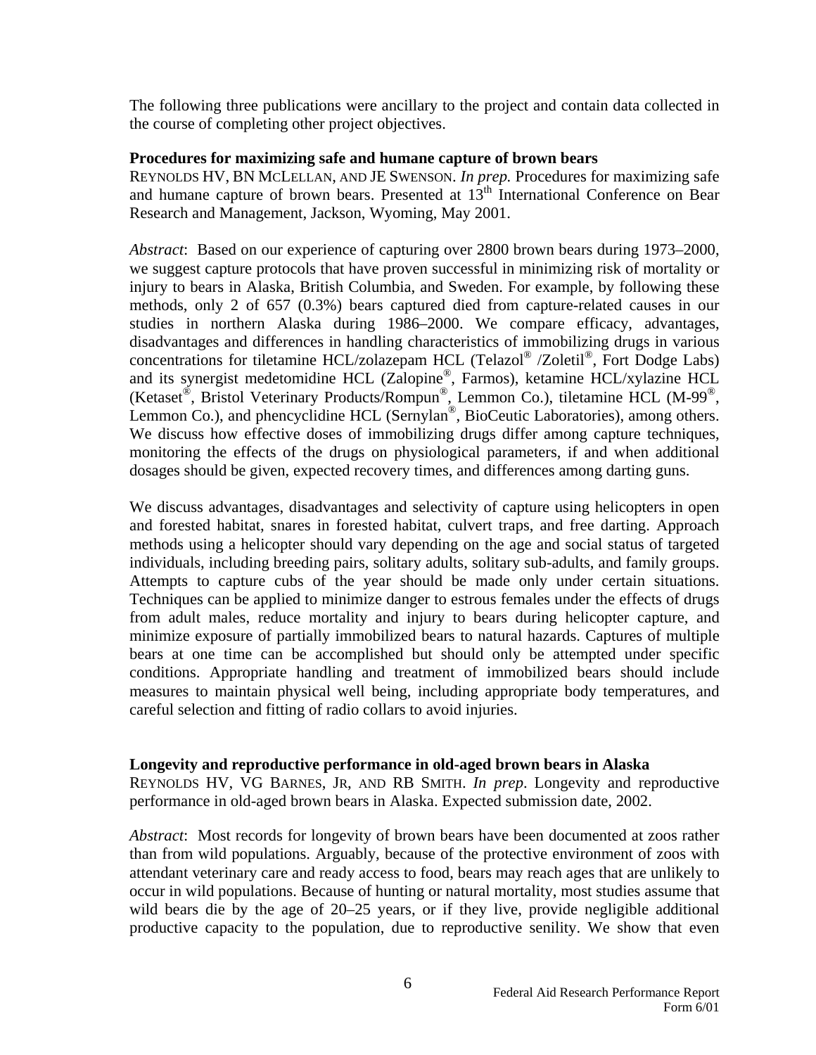The following three publications were ancillary to the project and contain data collected in the course of completing other project objectives.

**Procedures for maximizing safe and humane capture of brown bears**

REYNOLDS HV, BN MCLELLAN, AND JE SWENSON. *In prep.* Procedures for maximizing safe and humane capture of brown bears. Presented at 13th International Conference on Bear Research and Management, Jackson, Wyoming, May 2001.

*Abstract*: Based on our experience of capturing over 2800 brown bears during 1973–2000, we suggest capture protocols that have proven successful in minimizing risk of mortality or injury to bears in Alaska, British Columbia, and Sweden. For example, by following these methods, only 2 of 657 (0.3%) bears captured died from capture-related causes in our studies in northern Alaska during 1986–2000. We compare efficacy, advantages, disadvantages and differences in handling characteristics of immobilizing drugs in various concentrations for tiletamine HCL/zolazepam HCL (Telazol® /Zoletil®, Fort Dodge Labs) and its synergist medetomidine HCL (Zalopine®, Farmos), ketamine HCL/xylazine HCL (Ketaset®, Bristol Veterinary Products/Rompun®, Lemmon Co.), tiletamine HCL (M-99®, Lemmon Co.), and phencyclidine HCL (Sernylan®, BioCeutic Laboratories), among others. We discuss how effective doses of immobilizing drugs differ among capture techniques, monitoring the effects of the drugs on physiological parameters, if and when additional dosages should be given, expected recovery times, and differences among darting guns.

We discuss advantages, disadvantages and selectivity of capture using helicopters in open and forested habitat, snares in forested habitat, culvert traps, and free darting. Approach methods using a helicopter should vary depending on the age and social status of targeted individuals, including breeding pairs, solitary adults, solitary sub-adults, and family groups. Attempts to capture cubs of the year should be made only under certain situations. Techniques can be applied to minimize danger to estrous females under the effects of drugs from adult males, reduce mortality and injury to bears during helicopter capture, and minimize exposure of partially immobilized bears to natural hazards. Captures of multiple bears at one time can be accomplished but should only be attempted under specific conditions. Appropriate handling and treatment of immobilized bears should include measures to maintain physical well being, including appropriate body temperatures, and careful selection and fitting of radio collars to avoid injuries.

**Longevity and reproductive performance in old-aged brown bears in Alaska**

REYNOLDS HV, VG BARNES, JR, AND RB SMITH. *In prep*. Longevity and reproductive performance in old-aged brown bears in Alaska. Expected submission date, 2002.

*Abstract*: Most records for longevity of brown bears have been documented at zoos rather than from wild populations. Arguably, because of the protective environment of zoos with attendant veterinary care and ready access to food, bears may reach ages that are unlikely to occur in wild populations. Because of hunting or natural mortality, most studies assume that wild bears die by the age of 20–25 years, or if they live, provide negligible additional productive capacity to the population, due to reproductive senility. We show that even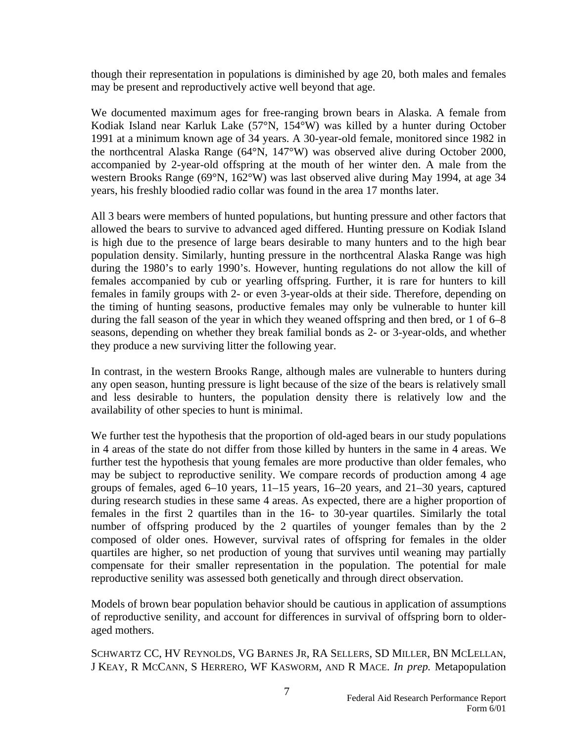though their representation in populations is diminished by age 20, both males and females may be present and reproductively active well beyond that age.

We documented maximum ages for free-ranging brown bears in Alaska. A female from Kodiak Island near Karluk Lake (57°N, 154°W) was killed by a hunter during October 1991 at a minimum known age of 34 years. A 30-year-old female, monitored since 1982 in the northcentral Alaska Range (64°N, 147°W) was observed alive during October 2000, accompanied by 2-year-old offspring at the mouth of her winter den. A male from the western Brooks Range (69°N, 162°W) was last observed alive during May 1994, at age 34 years, his freshly bloodied radio collar was found in the area 17 months later.

All 3 bears were members of hunted populations, but hunting pressure and other factors that allowed the bears to survive to advanced aged differed. Hunting pressure on Kodiak Island is high due to the presence of large bears desirable to many hunters and to the high bear population density. Similarly, hunting pressure in the northcentral Alaska Range was high during the 1980's to early 1990's. However, hunting regulations do not allow the kill of females accompanied by cub or yearling offspring. Further, it is rare for hunters to kill females in family groups with 2- or even 3-year-olds at their side. Therefore, depending on the timing of hunting seasons, productive females may only be vulnerable to hunter kill during the fall season of the year in which they weaned offspring and then bred, or 1 of 6–8 seasons, depending on whether they break familial bonds as 2- or 3-year-olds, and whether they produce a new surviving litter the following year.

In contrast, in the western Brooks Range, although males are vulnerable to hunters during any open season, hunting pressure is light because of the size of the bears is relatively small and less desirable to hunters, the population density there is relatively low and the availability of other species to hunt is minimal.

We further test the hypothesis that the proportion of old-aged bears in our study populations in 4 areas of the state do not differ from those killed by hunters in the same in 4 areas. We further test the hypothesis that young females are more productive than older females, who may be subject to reproductive senility. We compare records of production among 4 age groups of females, aged 6–10 years, 11–15 years, 16–20 years, and 21–30 years, captured during research studies in these same 4 areas. As expected, there are a higher proportion of females in the first 2 quartiles than in the 16- to 30-year quartiles. Similarly the total number of offspring produced by the 2 quartiles of younger females than by the 2 composed of older ones. However, survival rates of offspring for females in the older quartiles are higher, so net production of young that survives until weaning may partially compensate for their smaller representation in the population. The potential for male reproductive senility was assessed both genetically and through direct observation.

Models of brown bear population behavior should be cautious in application of assumptions of reproductive senility, and account for differences in survival of offspring born to older-aged mothers.

SCHWARTZ CC, HV REYNOLDS, VG BARNES JR, RA SELLERS, SD MILLER, BN MCLELLAN, J KEAY, R MCCANN, S HERRERO, WF KASWORM, AND R MACE. *In prep.* Metapopulation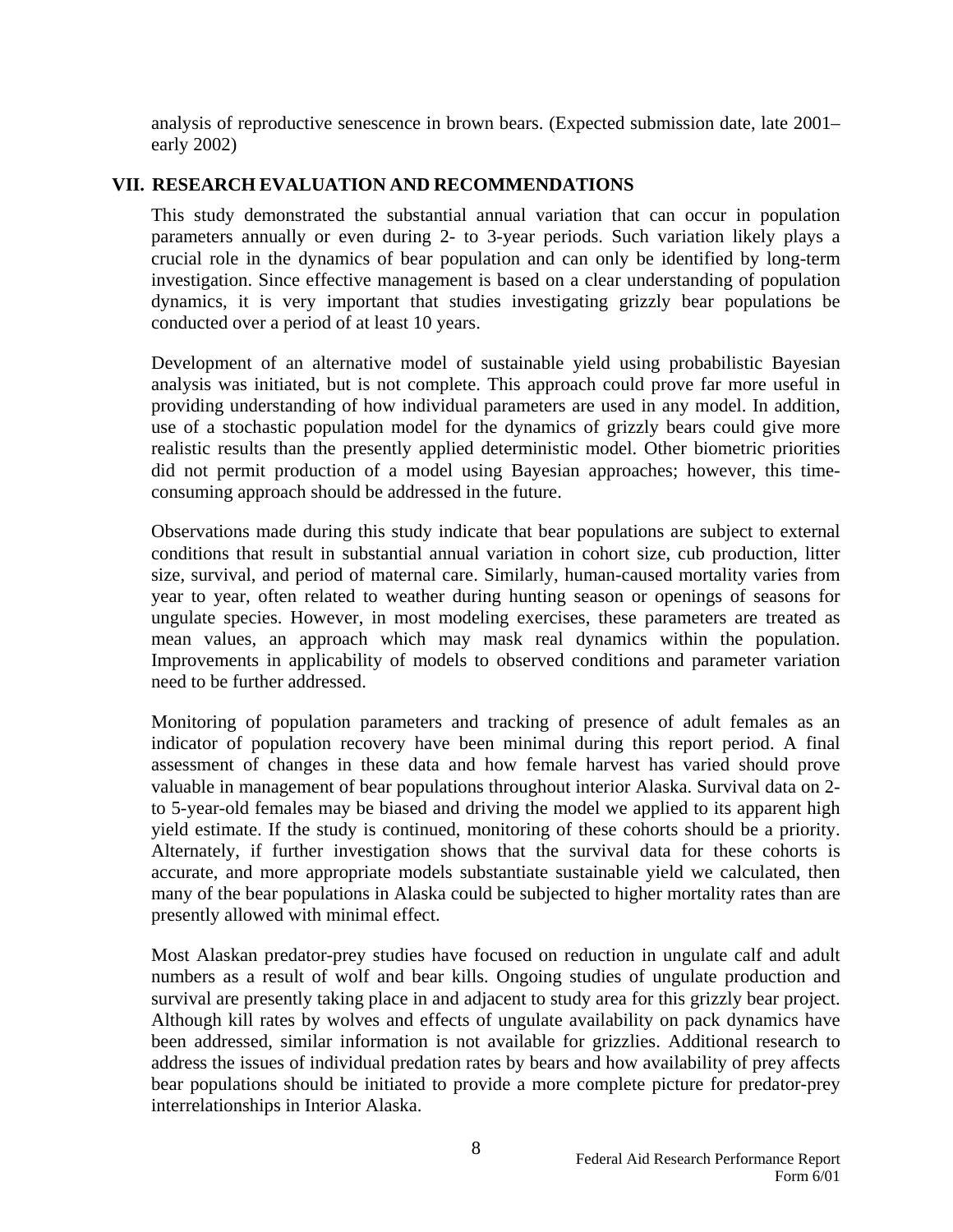analysis of reproductive senescence in brown bears. (Expected submission date, late 2001–early 2002)

## VII. RESEARCH EVALUATION AND RECOMMENDATIONS

This study demonstrated the substantial annual variation that can occur in population parameters annually or even during 2- to 3-year periods. Such variation likely plays a crucial role in the dynamics of bear population and can only be identified by long-term investigation. Since effective management is based on a clear understanding of population dynamics, it is very important that studies investigating grizzly bear populations be conducted over a period of at least 10 years.

Development of an alternative model of sustainable yield using probabilistic Bayesian analysis was initiated, but is not complete. This approach could prove far more useful in providing understanding of how individual parameters are used in any model. In addition, use of a stochastic population model for the dynamics of grizzly bears could give more realistic results than the presently applied deterministic model. Other biometric priorities did not permit production of a model using Bayesian approaches; however, this time-consuming approach should be addressed in the future.

Observations made during this study indicate that bear populations are subject to external conditions that result in substantial annual variation in cohort size, cub production, litter size, survival, and period of maternal care. Similarly, human-caused mortality varies from year to year, often related to weather during hunting season or openings of seasons for ungulate species. However, in most modeling exercises, these parameters are treated as mean values, an approach which may mask real dynamics within the population. Improvements in applicability of models to observed conditions and parameter variation need to be further addressed.

Monitoring of population parameters and tracking of presence of adult females as an indicator of population recovery have been minimal during this report period. A final assessment of changes in these data and how female harvest has varied should prove valuable in management of bear populations throughout interior Alaska. Survival data on 2- to 5-year-old females may be biased and driving the model we applied to its apparent high yield estimate. If the study is continued, monitoring of these cohorts should be a priority. Alternately, if further investigation shows that the survival data for these cohorts is accurate, and more appropriate models substantiate sustainable yield we calculated, then many of the bear populations in Alaska could be subjected to higher mortality rates than are presently allowed with minimal effect.

Most Alaskan predator-prey studies have focused on reduction in ungulate calf and adult numbers as a result of wolf and bear kills. Ongoing studies of ungulate production and survival are presently taking place in and adjacent to study area for this grizzly bear project. Although kill rates by wolves and effects of ungulate availability on pack dynamics have been addressed, similar information is not available for grizzlies. Additional research to address the issues of individual predation rates by bears and how availability of prey affects bear populations should be initiated to provide a more complete picture for predator-prey interrelationships in Interior Alaska.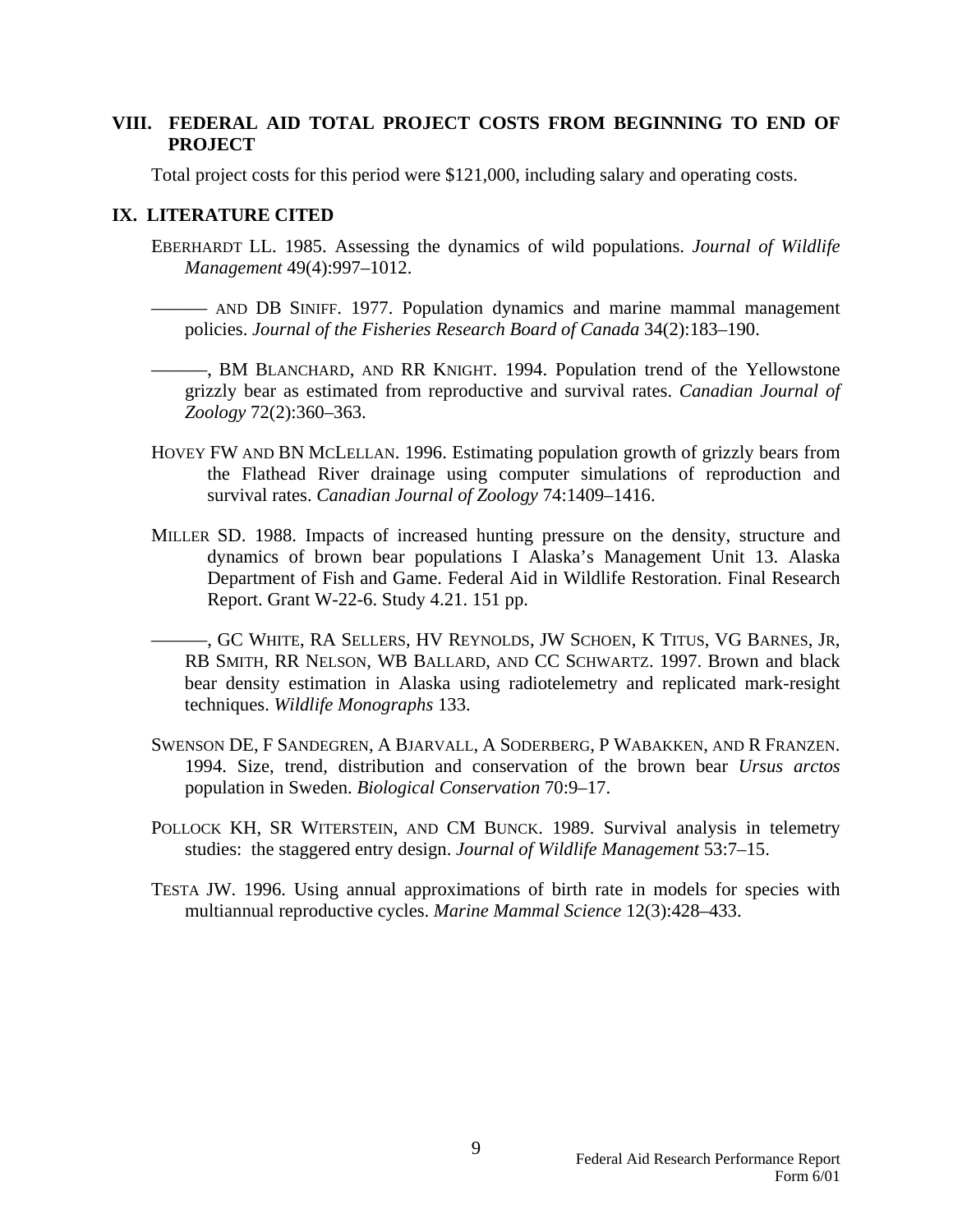## VIII. FEDERAL AID TOTAL PROJECT COSTS FROM BEGINNING TO END OF PROJECT

Total project costs for this period were $121,000, including salary and operating costs.

## IX. LITERATURE CITED

EBERHARDT LL. 1985. Assessing the dynamics of wild populations. *Journal of Wildlife Management* 49(4):997–1012.

——— AND DB SINIFF. 1977. Population dynamics and marine mammal management policies. *Journal of the Fisheries Research Board of Canada* 34(2):183–190.

———, BM BLANCHARD, AND RR KNIGHT. 1994. Population trend of the Yellowstone grizzly bear as estimated from reproductive and survival rates. *Canadian Journal of Zoology* 72(2):360–363.

HOVEY FW AND BN MCLELLAN. 1996. Estimating population growth of grizzly bears from the Flathead River drainage using computer simulations of reproduction and survival rates. *Canadian Journal of Zoology* 74:1409–1416.

MILLER SD. 1988. Impacts of increased hunting pressure on the density, structure and dynamics of brown bear populations I Alaska's Management Unit 13. Alaska Department of Fish and Game. Federal Aid in Wildlife Restoration. Final Research Report. Grant W-22-6. Study 4.21. 151 pp.

———, GC WHITE, RA SELLERS, HV REYNOLDS, JW SCHOEN, K TITUS, VG BARNES, JR, RB SMITH, RR NELSON, WB BALLARD, AND CC SCHWARTZ. 1997. Brown and black bear density estimation in Alaska using radiotelemetry and replicated mark-resight techniques. *Wildlife Monographs* 133.

SWENSON DE, F SANDEGREN, A BJARVALL, A SODERBERG, P WABAKKEN, AND R FRANZEN. 1994. Size, trend, distribution and conservation of the brown bear *Ursus arctos* population in Sweden. *Biological Conservation* 70:9–17.

POLLOCK KH, SR WITERSTEIN, AND CM BUNCK. 1989. Survival analysis in telemetry studies: the staggered entry design. *Journal of Wildlife Management* 53:7–15.

TESTA JW. 1996. Using annual approximations of birth rate in models for species with multiannual reproductive cycles. *Marine Mammal Science* 12(3):428–433.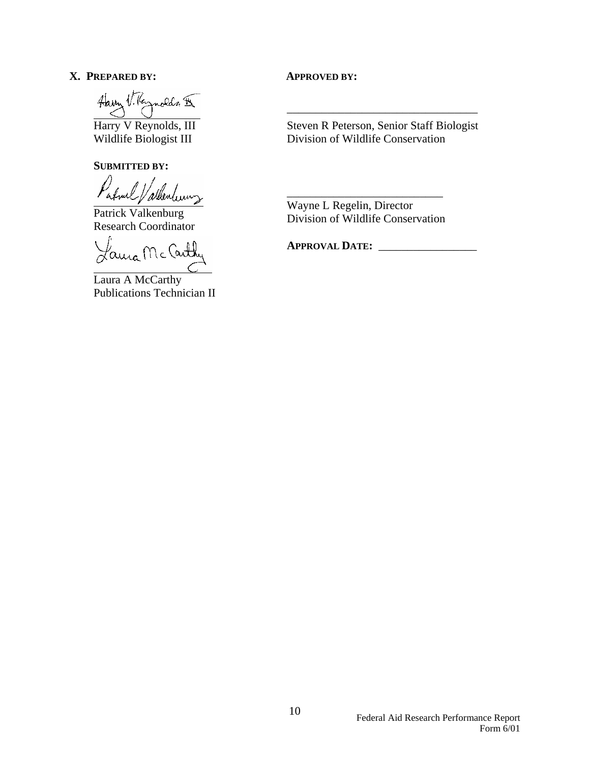## X. PREPARED BY:

Harry V Reynolds, III
Wildlife Biologist III

**SUBMITTED BY:**

Patrick Valkenburg
Research Coordinator

Laura A McCarthy
Publications Technician II

**APPROVED BY:**

\_\_\_\_\_\_\_\_\_\_\_\_\_\_\_\_\_\_\_\_\_\_\_\_\_\_\_\_\_\_\_\_\_
Steven R Peterson, Senior Staff Biologist
Division of Wildlife Conservation

\_\_\_\_\_\_\_\_\_\_\_\_\_\_\_\_\_\_\_\_\_\_\_\_\_\_\_
Wayne L Regelin, Director
Division of Wildlife Conservation

**APPROVAL DATE:** \_\_\_\_\_\_\_\_\_\_\_\_\_\_\_\_\_

Federal Aid Research Performance Report
Form 6/01